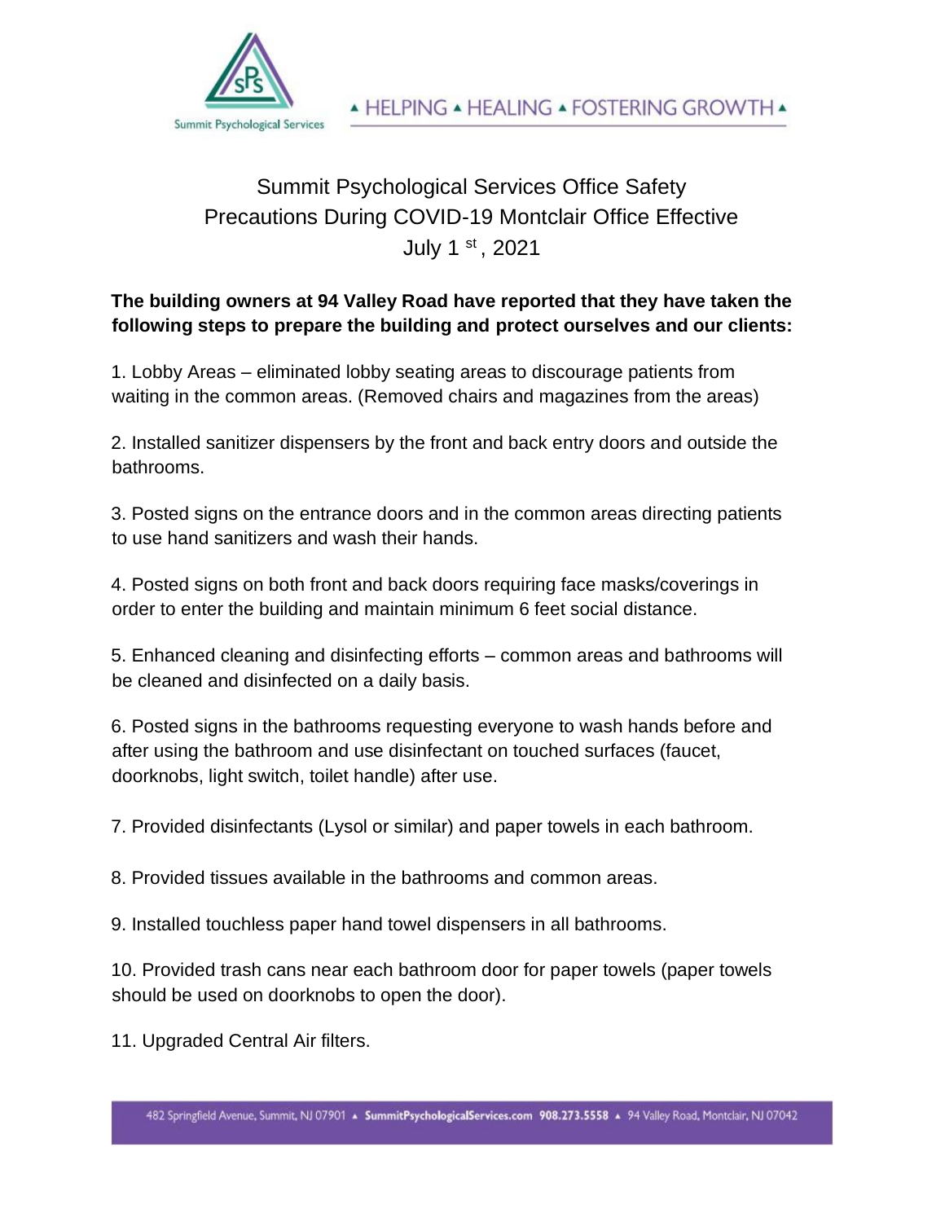Summit Psychological Services

▲ HELPING ▲ HEALING ▲ FOSTERING GROWTH ▲

# Summit Psychological Services Office Safety Precautions During COVID-19 Montclair Office Effective July 1st, 2021

**The building owners at 94 Valley Road have reported that they have taken the following steps to prepare the building and protect ourselves and our clients:**

1. Lobby Areas – eliminated lobby seating areas to discourage patients from waiting in the common areas. (Removed chairs and magazines from the areas)

2. Installed sanitizer dispensers by the front and back entry doors and outside the bathrooms.

3. Posted signs on the entrance doors and in the common areas directing patients to use hand sanitizers and wash their hands.

4. Posted signs on both front and back doors requiring face masks/coverings in order to enter the building and maintain minimum 6 feet social distance.

5. Enhanced cleaning and disinfecting efforts – common areas and bathrooms will be cleaned and disinfected on a daily basis.

6. Posted signs in the bathrooms requesting everyone to wash hands before and after using the bathroom and use disinfectant on touched surfaces (faucet, doorknobs, light switch, toilet handle) after use.

7. Provided disinfectants (Lysol or similar) and paper towels in each bathroom.

8. Provided tissues available in the bathrooms and common areas.

9. Installed touchless paper hand towel dispensers in all bathrooms.

10. Provided trash cans near each bathroom door for paper towels (paper towels should be used on doorknobs to open the door).

11. Upgraded Central Air filters.

482 Springfield Avenue, Summit, NJ 07901 ▲ SummitPsychologicalServices.com 908.273.5558 ▲ 94 Valley Road, Montclair, NJ 07042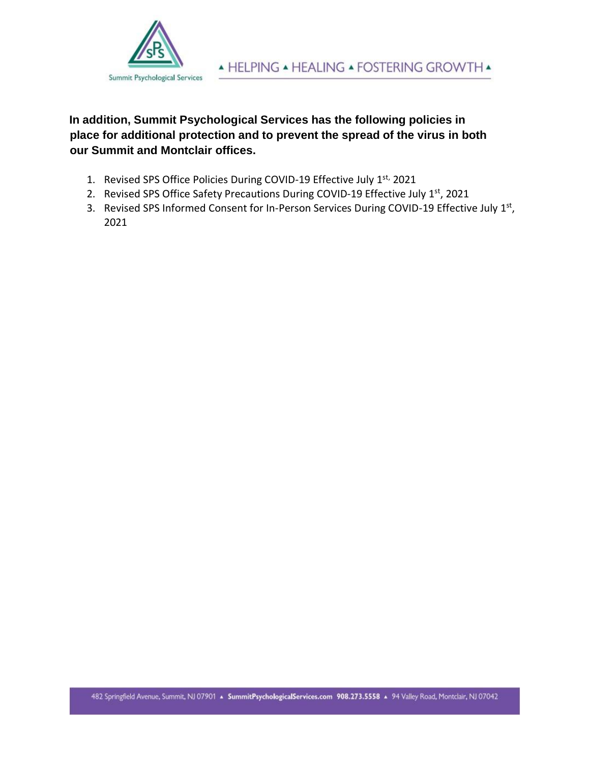**In addition, Summit Psychological Services has the following policies in place for additional protection and to prevent the spread of the virus in both our Summit and Montclair offices.**

1. Revised SPS Office Policies During COVID-19 Effective July 1st, 2021
2. Revised SPS Office Safety Precautions During COVID-19 Effective July 1st, 2021
3. Revised SPS Informed Consent for In-Person Services During COVID-19 Effective July 1st, 2021